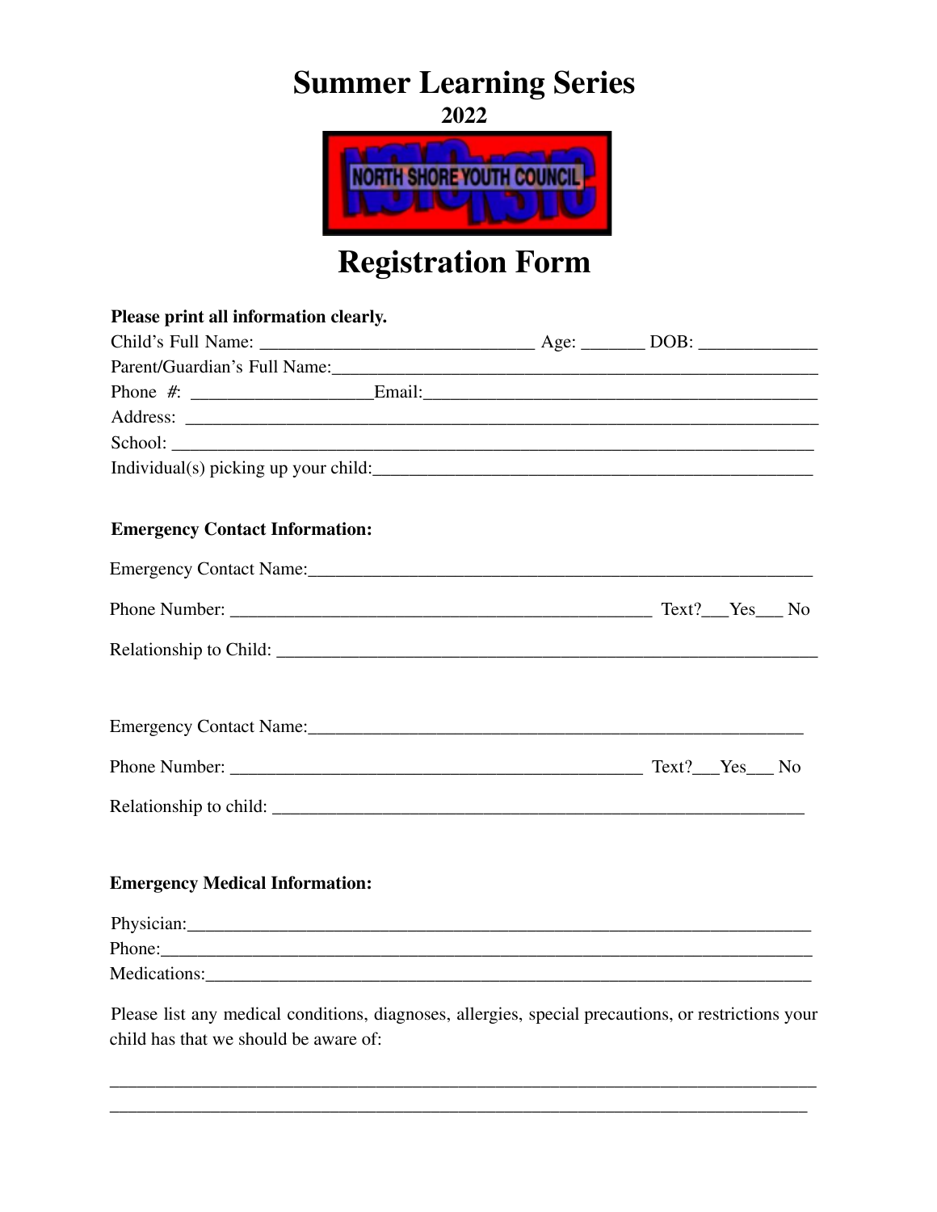# Summer Learning Series

**2022**

NORTH SHORE YOUTH COUNCIL

# Registration Form

**Please print all information clearly.**

Child's Full Name: ______________________________ Age: _______ DOB: _____________

Parent/Guardian's Full Name:______________________________________________________

Phone #: ___________________Email:___________________________________________

Address: _____________________________________________________________________

School: ______________________________________________________________________

Individual(s) picking up your child:_______________________________________________

**Emergency Contact Information:**

Emergency Contact Name:________________________________________________________

Phone Number: ________________________________________________ Text?___Yes___ No

Relationship to Child: ___________________________________________________________

Emergency Contact Name:________________________________________________________

Phone Number: ________________________________________________ Text?___Yes___ No

Relationship to child: ___________________________________________________________

**Emergency Medical Information:**

Physician:_____________________________________________________________________

Phone:________________________________________________________________________

Medications:___________________________________________________________________

Please list any medical conditions, diagnoses, allergies, special precautions, or restrictions your child has that we should be aware of:

______________________________________________________________________________

______________________________________________________________________________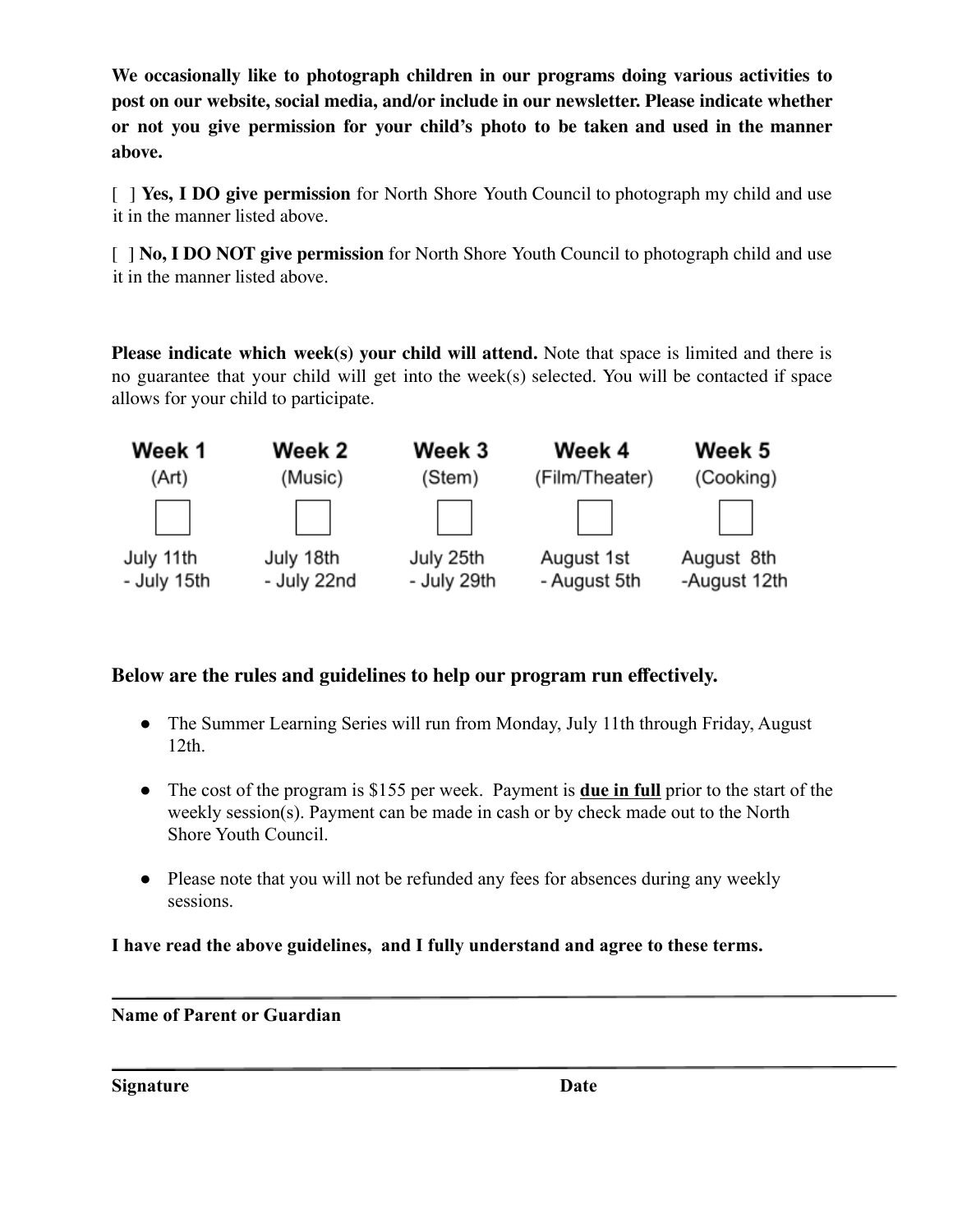**We occasionally like to photograph children in our programs doing various activities to post on our website, social media, and/or include in our newsletter. Please indicate whether or not you give permission for your child's photo to be taken and used in the manner above.**

[ ] **Yes, I DO give permission** for North Shore Youth Council to photograph my child and use it in the manner listed above.

[ ] **No, I DO NOT give permission** for North Shore Youth Council to photograph child and use it in the manner listed above.

**Please indicate which week(s) your child will attend.** Note that space is limited and there is no guarantee that your child will get into the week(s) selected. You will be contacted if space allows for your child to participate.

| Week 1 | Week 2 | Week 3 | Week 4 | Week 5 |
|---|---|---|---|---|
| (Art) | (Music) | (Stem) | (Film/Theater) | (Cooking) |
| [ ] | [ ] | [ ] | [ ] | [ ] |
| July 11th - July 15th | July 18th - July 22nd | July 25th - July 29th | August 1st - August 5th | August 8th -August 12th |

### Below are the rules and guidelines to help our program run effectively.

- The Summer Learning Series will run from Monday, July 11th through Friday, August 12th.
- The cost of the program is $155 per week. Payment is **due in full** prior to the start of the weekly session(s). Payment can be made in cash or by check made out to the North Shore Youth Council.
- Please note that you will not be refunded any fees for absences during any weekly sessions.

**I have read the above guidelines, and I fully understand and agree to these terms.**

\_\_\_\_\_\_\_\_\_\_\_\_\_\_\_\_\_\_\_\_\_\_\_\_\_\_\_\_\_\_\_\_\_\_\_\_\_\_\_\_\_\_\_\_

**Name of Parent or Guardian**

\_\_\_\_\_\_\_\_\_\_\_\_\_\_\_\_\_\_\_\_\_\_\_\_\_\_\_\_\_\_\_\_\_\_\_\_\_\_\_\_\_\_\_\_

**Signature** **Date**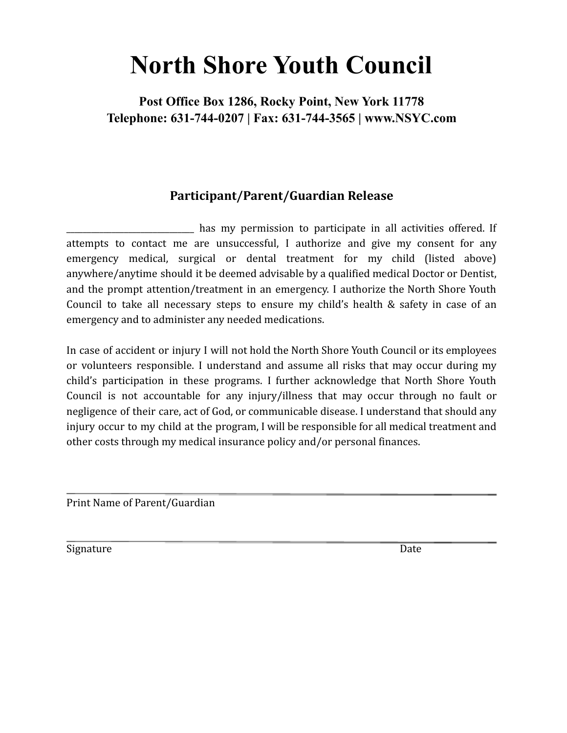# North Shore Youth Council

**Post Office Box 1286, Rocky Point, New York 11778**
**Telephone: 631-744-0207 | Fax: 631-744-3565 | www.NSYC.com**

## Participant/Parent/Guardian Release

_____________________________ has my permission to participate in all activities offered. If attempts to contact me are unsuccessful, I authorize and give my consent for any emergency medical, surgical or dental treatment for my child (listed above) anywhere/anytime should it be deemed advisable by a qualified medical Doctor or Dentist, and the prompt attention/treatment in an emergency. I authorize the North Shore Youth Council to take all necessary steps to ensure my child's health & safety in case of an emergency and to administer any needed medications.

In case of accident or injury I will not hold the North Shore Youth Council or its employees or volunteers responsible. I understand and assume all risks that may occur during my child's participation in these programs. I further acknowledge that North Shore Youth Council is not accountable for any injury/illness that may occur through no fault or negligence of their care, act of God, or communicable disease. I understand that should any injury occur to my child at the program, I will be responsible for all medical treatment and other costs through my medical insurance policy and/or personal finances.

_______________________________________________

Print Name of Parent/Guardian

_______________________________________________

Signature Date